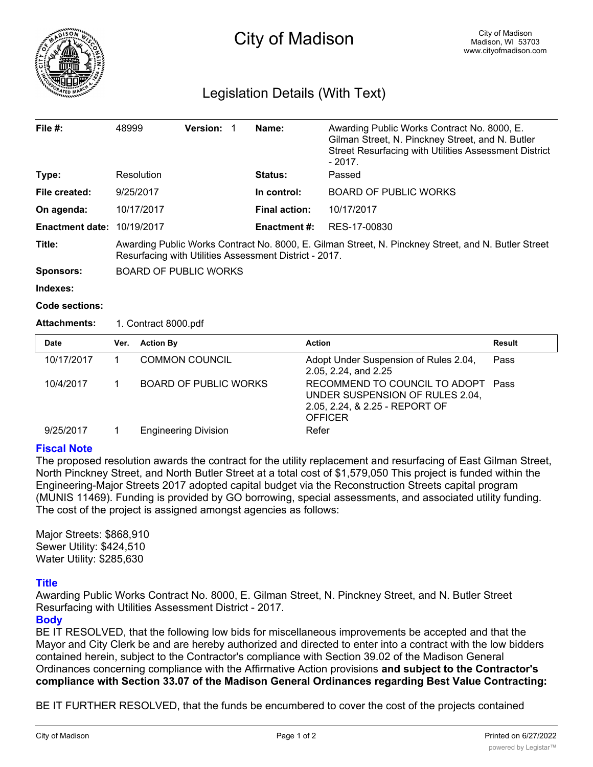# City of Madison

City of Madison
Madison, WI 53703
www.cityofmadison.com

## Legislation Details (With Text)

| | | | | | |
|---|---|---|---|---|---|
| **File #:** | 48999 | **Version:** 1 | | **Name:** | Awarding Public Works Contract No. 8000, E. Gilman Street, N. Pinckney Street, and N. Butler Street Resurfacing with Utilities Assessment District - 2017. |
| **Type:** | Resolution | | | **Status:** | Passed |
| **File created:** | 9/25/2017 | | | **In control:** | BOARD OF PUBLIC WORKS |
| **On agenda:** | 10/17/2017 | | | **Final action:** | 10/17/2017 |
| **Enactment date:** | 10/19/2017 | | | **Enactment #:** | RES-17-00830 |

**Title:** Awarding Public Works Contract No. 8000, E. Gilman Street, N. Pinckney Street, and N. Butler Street Resurfacing with Utilities Assessment District - 2017.

**Sponsors:** BOARD OF PUBLIC WORKS

**Indexes:**

**Code sections:**

**Attachments:** 1. Contract 8000.pdf

| Date | Ver. | Action By | Action | Result |
|---|---|---|---|---|
| 10/17/2017 | 1 | COMMON COUNCIL | Adopt Under Suspension of Rules 2.04, 2.05, 2.24, and 2.25 | Pass |
| 10/4/2017 | 1 | BOARD OF PUBLIC WORKS | RECOMMEND TO COUNCIL TO ADOPT UNDER SUSPENSION OF RULES 2.04, 2.05, 2.24, & 2.25 - REPORT OF OFFICER | Pass |
| 9/25/2017 | 1 | Engineering Division | Refer | |

### Fiscal Note

The proposed resolution awards the contract for the utility replacement and resurfacing of East Gilman Street, North Pinckney Street, and North Butler Street at a total cost of $1,579,050 This project is funded within the Engineering-Major Streets 2017 adopted capital budget via the Reconstruction Streets capital program (MUNIS 11469). Funding is provided by GO borrowing, special assessments, and associated utility funding. The cost of the project is assigned amongst agencies as follows:

Major Streets: $868,910
Sewer Utility: $424,510
Water Utility: $285,630

### Title

Awarding Public Works Contract No. 8000, E. Gilman Street, N. Pinckney Street, and N. Butler Street Resurfacing with Utilities Assessment District - 2017.

### Body

BE IT RESOLVED, that the following low bids for miscellaneous improvements be accepted and that the Mayor and City Clerk be and are hereby authorized and directed to enter into a contract with the low bidders contained herein, subject to the Contractor's compliance with Section 39.02 of the Madison General Ordinances concerning compliance with the Affirmative Action provisions **and subject to the Contractor's compliance with Section 33.07 of the Madison General Ordinances regarding Best Value Contracting:**

BE IT FURTHER RESOLVED, that the funds be encumbered to cover the cost of the projects contained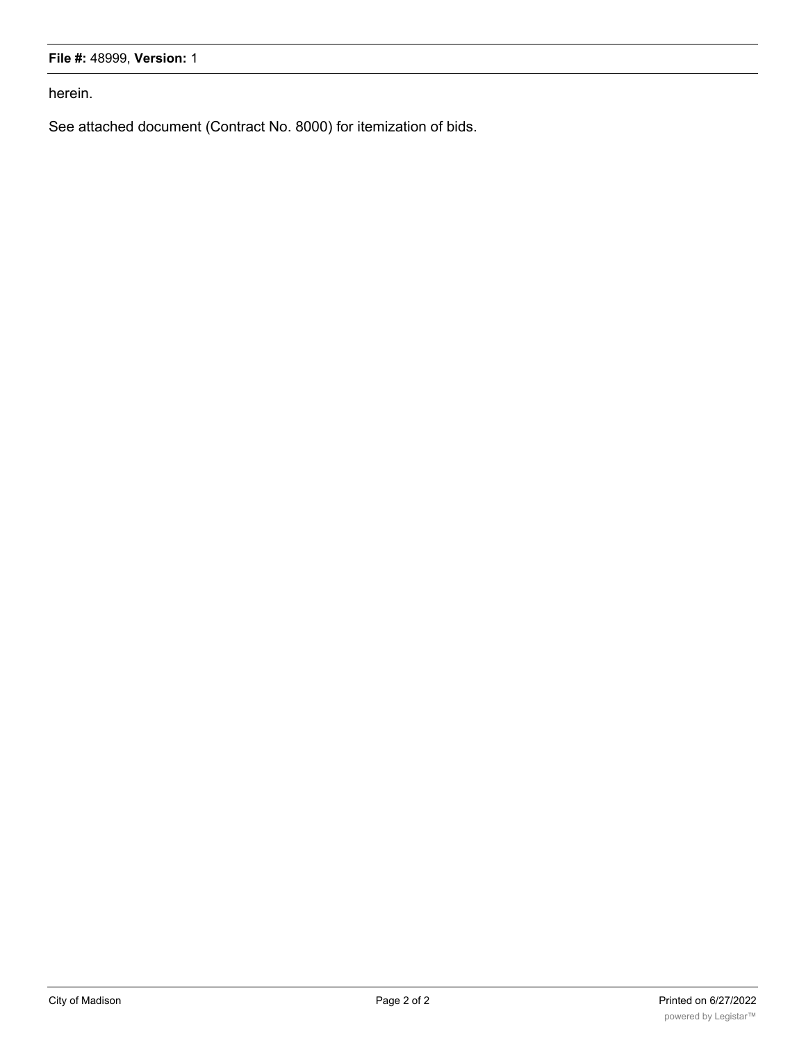herein.

See attached document (Contract No. 8000) for itemization of bids.